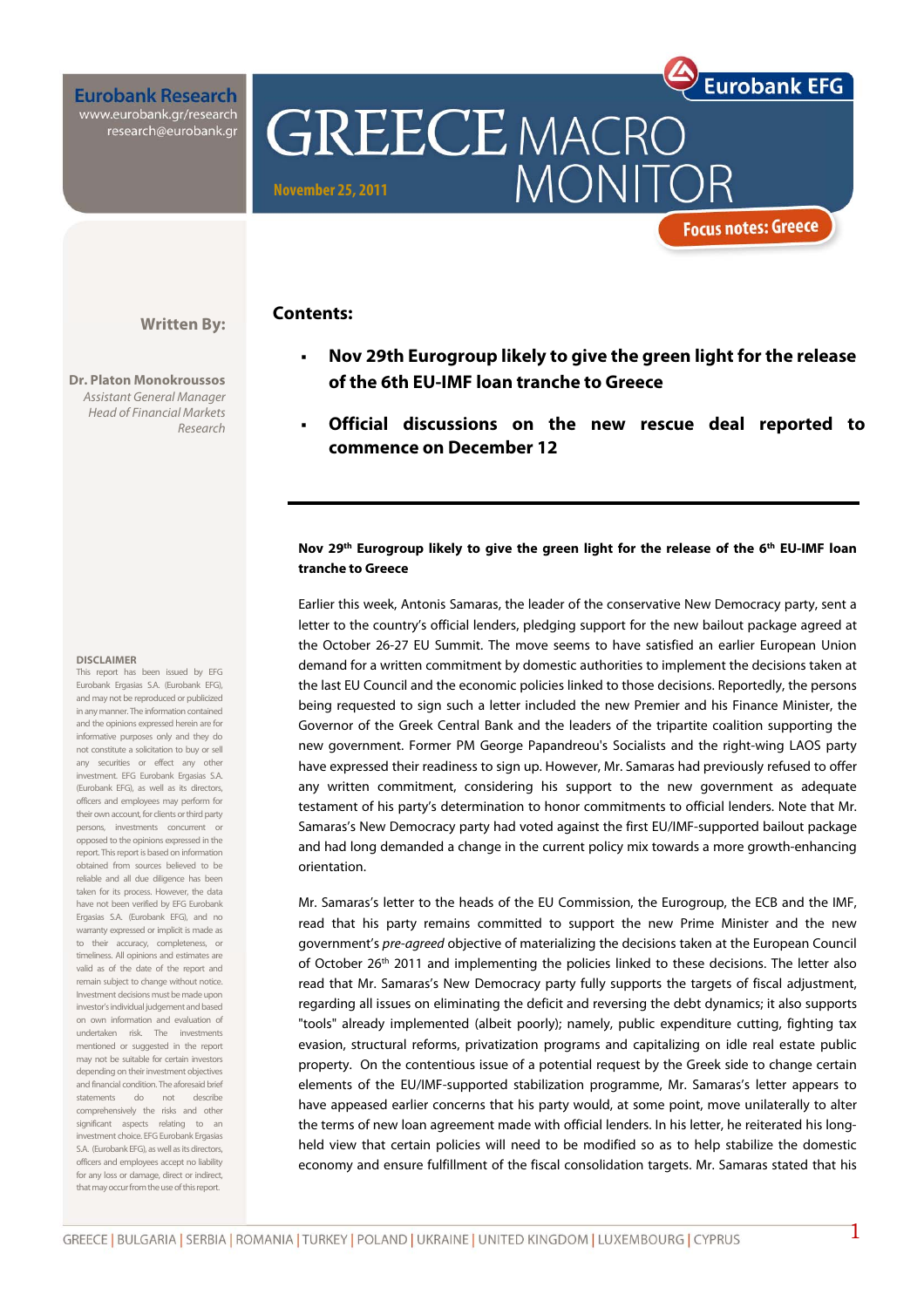Eurobank Research
www.eurobank.gr/research
research@eurobank.gr

Eurobank EFG

# GREECE MACRO MONITOR

November 25, 2011

Focus notes: Greece

**Written By:**

**Dr. Platon Monokroussos**
*Assistant General Manager*
*Head of Financial Markets Research*

## Contents:

- **Nov 29th Eurogroup likely to give the green light for the release of the 6th EU-IMF loan tranche to Greece**
- **Official discussions on the new rescue deal reported to commence on December 12**

---

### Nov 29th Eurogroup likely to give the green light for the release of the 6th EU-IMF loan tranche to Greece

Earlier this week, Antonis Samaras, the leader of the conservative New Democracy party, sent a letter to the country's official lenders, pledging support for the new bailout package agreed at the October 26-27 EU Summit. The move seems to have satisfied an earlier European Union demand for a written commitment by domestic authorities to implement the decisions taken at the last EU Council and the economic policies linked to those decisions. Reportedly, the persons being requested to sign such a letter included the new Premier and his Finance Minister, the Governor of the Greek Central Bank and the leaders of the tripartite coalition supporting the new government. Former PM George Papandreou's Socialists and the right-wing LAOS party have expressed their readiness to sign up. However, Mr. Samaras had previously refused to offer any written commitment, considering his support to the new government as adequate testament of his party's determination to honor commitments to official lenders. Note that Mr. Samaras's New Democracy party had voted against the first EU/IMF-supported bailout package and had long demanded a change in the current policy mix towards a more growth-enhancing orientation.

Mr. Samaras's letter to the heads of the EU Commission, the Eurogroup, the ECB and the IMF, read that his party remains committed to support the new Prime Minister and the new government's *pre-agreed* objective of materializing the decisions taken at the European Council of October 26th 2011 and implementing the policies linked to these decisions. The letter also read that Mr. Samaras's New Democracy party fully supports the targets of fiscal adjustment, regarding all issues on eliminating the deficit and reversing the debt dynamics; it also supports "tools" already implemented (albeit poorly); namely, public expenditure cutting, fighting tax evasion, structural reforms, privatization programs and capitalizing on idle real estate public property. On the contentious issue of a potential request by the Greek side to change certain elements of the EU/IMF-supported stabilization programme, Mr. Samaras's letter appears to have appeased earlier concerns that his party would, at some point, move unilaterally to alter the terms of new loan agreement made with official lenders. In his letter, he reiterated his long-held view that certain policies will need to be modified so as to help stabilize the domestic economy and ensure fulfillment of the fiscal consolidation targets. Mr. Samaras stated that his

**DISCLAIMER**
This report has been issued by EFG Eurobank Ergasias S.A. (Eurobank EFG), and may not be reproduced or publicized in any manner. The information contained and the opinions expressed herein are for informative purposes only and they do not constitute a solicitation to buy or sell any securities or effect any other investment. EFG Eurobank Ergasias S.A. (Eurobank EFG), as well as its directors, officers and employees may perform for their own account, for clients or third party persons, investments concurrent or opposed to the opinions expressed in the report. This report is based on information obtained from sources believed to be reliable and all due diligence has been taken for its process. However, the data have not been verified by EFG Eurobank Ergasias S.A. (Eurobank EFG), and no warranty expressed or implicit is made as to their accuracy, completeness, or timeliness. All opinions and estimates are valid as of the date of the report and remain subject to change without notice. Investment decisions must be made upon investor's individual judgement and based on own information and evaluation of undertaken risk. The investments mentioned or suggested in the report may not be suitable for certain investors depending on their investment objectives and financial condition. The aforesaid brief statements do not describe comprehensively the risks and other significant aspects relating to an investment choice. EFG Eurobank Ergasias S.A. (Eurobank EFG), as well as its directors, officers and employees accept no liability for any loss or damage, direct or indirect, that may occur from the use of this report.

GREECE | BULGARIA | SERBIA | ROMANIA | TURKEY | POLAND | UKRAINE | UNITED KINGDOM | LUXEMBOURG | CYPRUS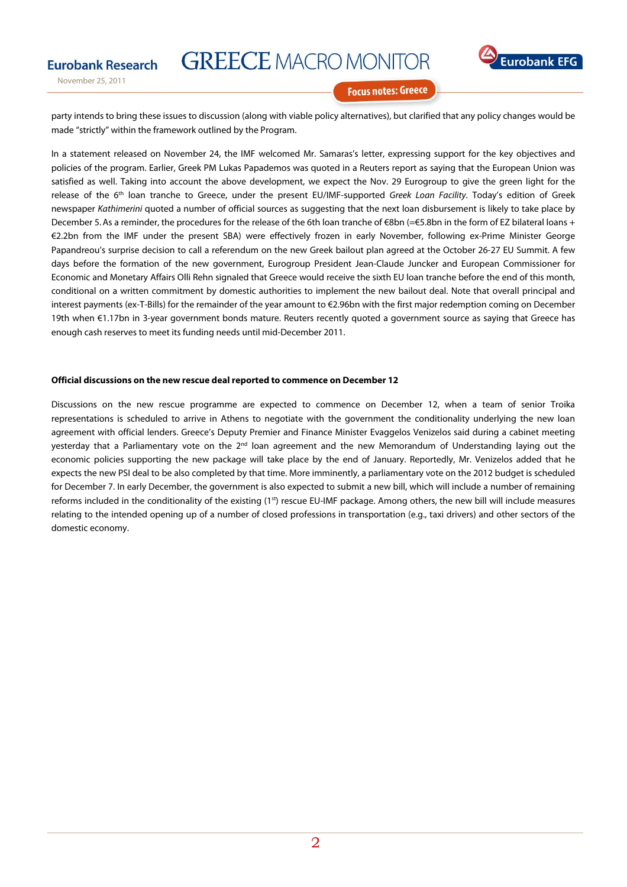party intends to bring these issues to discussion (along with viable policy alternatives), but clarified that any policy changes would be made "strictly" within the framework outlined by the Program.

In a statement released on November 24, the IMF welcomed Mr. Samaras's letter, expressing support for the key objectives and policies of the program. Earlier, Greek PM Lukas Papademos was quoted in a Reuters report as saying that the European Union was satisfied as well. Taking into account the above development, we expect the Nov. 29 Eurogroup to give the green light for the release of the 6th loan tranche to Greece, under the present EU/IMF-supported *Greek Loan Facility*. Today's edition of Greek newspaper *Kathimerini* quoted a number of official sources as suggesting that the next loan disbursement is likely to take place by December 5. As a reminder, the procedures for the release of the 6th loan tranche of €8bn (=€5.8bn in the form of EZ bilateral loans + €2.2bn from the IMF under the present SBA) were effectively frozen in early November, following ex-Prime Minister George Papandreou's surprise decision to call a referendum on the new Greek bailout plan agreed at the October 26-27 EU Summit. A few days before the formation of the new government, Eurogroup President Jean-Claude Juncker and European Commissioner for Economic and Monetary Affairs Olli Rehn signaled that Greece would receive the sixth EU loan tranche before the end of this month, conditional on a written commitment by domestic authorities to implement the new bailout deal. Note that overall principal and interest payments (ex-T-Bills) for the remainder of the year amount to €2.96bn with the first major redemption coming on December 19th when €1.17bn in 3-year government bonds mature. Reuters recently quoted a government source as saying that Greece has enough cash reserves to meet its funding needs until mid-December 2011.

**Official discussions on the new rescue deal reported to commence on December 12**

Discussions on the new rescue programme are expected to commence on December 12, when a team of senior Troika representations is scheduled to arrive in Athens to negotiate with the government the conditionality underlying the new loan agreement with official lenders. Greece's Deputy Premier and Finance Minister Evaggelos Venizelos said during a cabinet meeting yesterday that a Parliamentary vote on the 2nd loan agreement and the new Memorandum of Understanding laying out the economic policies supporting the new package will take place by the end of January. Reportedly, Mr. Venizelos added that he expects the new PSI deal to be also completed by that time. More imminently, a parliamentary vote on the 2012 budget is scheduled for December 7. In early December, the government is also expected to submit a new bill, which will include a number of remaining reforms included in the conditionality of the existing (1st) rescue EU-IMF package. Among others, the new bill will include measures relating to the intended opening up of a number of closed professions in transportation (e.g., taxi drivers) and other sectors of the domestic economy.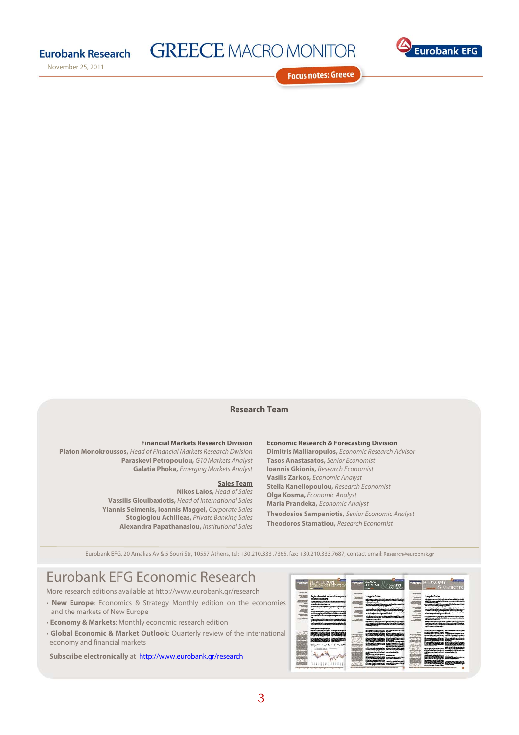## Research Team

**Financial Markets Research Division**

**Platon Monokroussos,** *Head of Financial Markets Research Division*
**Paraskevi Petropoulou,** *G10 Markets Analyst*
**Galatia Phoka,** *Emerging Markets Analyst*

**Sales Team**

**Nikos Laios,** *Head of Sales*
**Vassilis Gioulbaxiotis,** *Head of International Sales*
**Yiannis Seimenis, Ioannis Maggel,** *Corporate Sales*
**Stogioglou Achilleas,** *Private Banking Sales*
**Alexandra Papathanasiou,** *Institutional Sales*

**Economic Research & Forecasting Division**

**Dimitris Malliaropulos,** *Economic Research Advisor*
**Tasos Anastasatos,** *Senior Economist*
**Ioannis Gkionis,** *Research Economist*
**Vasilis Zarkos,** *Economic Analyst*
**Stella Kanellopoulou,** *Research Economist*
**Olga Kosma,** *Economic Analyst*
**Maria Prandeka,** *Economic Analyst*
**Theodosios Sampaniotis,** *Senior Economic Analyst*
**Theodoros Stamatiou,** *Research Economist*

Eurobank EFG, 20 Amalias Av & 5 Souri Str, 10557 Athens, tel: +30.210.333 .7365, fax: +30.210.333.7687, contact email: Research@eurobnak.gr

# Eurobank EFG Economic Research

More research editions available at http://www.eurobank.gr/research

- **New Europe**: Economics & Strategy Monthly edition on the economies and the markets of New Europe
- **Economy & Markets**: Monthly economic research edition
- **Global Economic & Market Outlook**: Quarterly review of the international economy and financial markets

**Subscribe electronically** at http://www.eurobank.gr/research